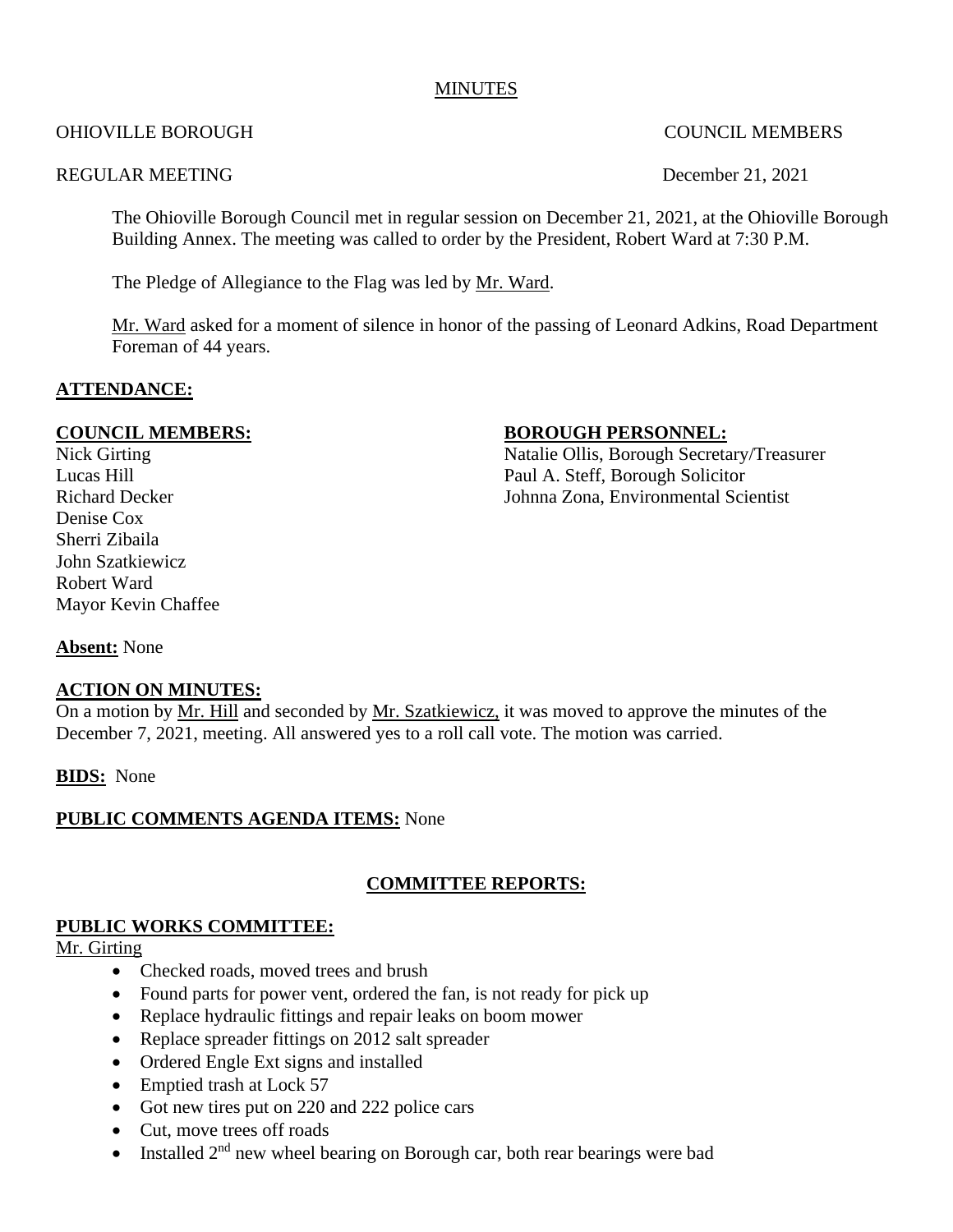MINUTES

OHIOVILLE BOROUGH COUNCIL MEMBERS

REGULAR MEETING December 21, 2021

The Ohioville Borough Council met in regular session on December 21, 2021, at the Ohioville Borough Building Annex. The meeting was called to order by the President, Robert Ward at 7:30 P.M.

The Pledge of Allegiance to the Flag was led by Mr. Ward.

Mr. Ward asked for a moment of silence in honor of the passing of Leonard Adkins, Road Department Foreman of 44 years.

**ATTENDANCE:**

**COUNCIL MEMBERS:**

Nick Girting
Lucas Hill
Richard Decker
Denise Cox
Sherri Zibaila
John Szatkiewicz
Robert Ward
Mayor Kevin Chaffee

**BOROUGH PERSONNEL:**

Natalie Ollis, Borough Secretary/Treasurer
Paul A. Steff, Borough Solicitor
Johnna Zona, Environmental Scientist

**Absent:** None

**ACTION ON MINUTES:**
On a motion by Mr. Hill and seconded by Mr. Szatkiewicz, it was moved to approve the minutes of the December 7, 2021, meeting. All answered yes to a roll call vote. The motion was carried.

**BIDS:** None

**PUBLIC COMMENTS AGENDA ITEMS:** None

**COMMITTEE REPORTS:**

**PUBLIC WORKS COMMITTEE:**

Mr. Girting

- Checked roads, moved trees and brush
- Found parts for power vent, ordered the fan, is not ready for pick up
- Replace hydraulic fittings and repair leaks on boom mower
- Replace spreader fittings on 2012 salt spreader
- Ordered Engle Ext signs and installed
- Emptied trash at Lock 57
- Got new tires put on 220 and 222 police cars
- Cut, move trees off roads
- Installed 2nd new wheel bearing on Borough car, both rear bearings were bad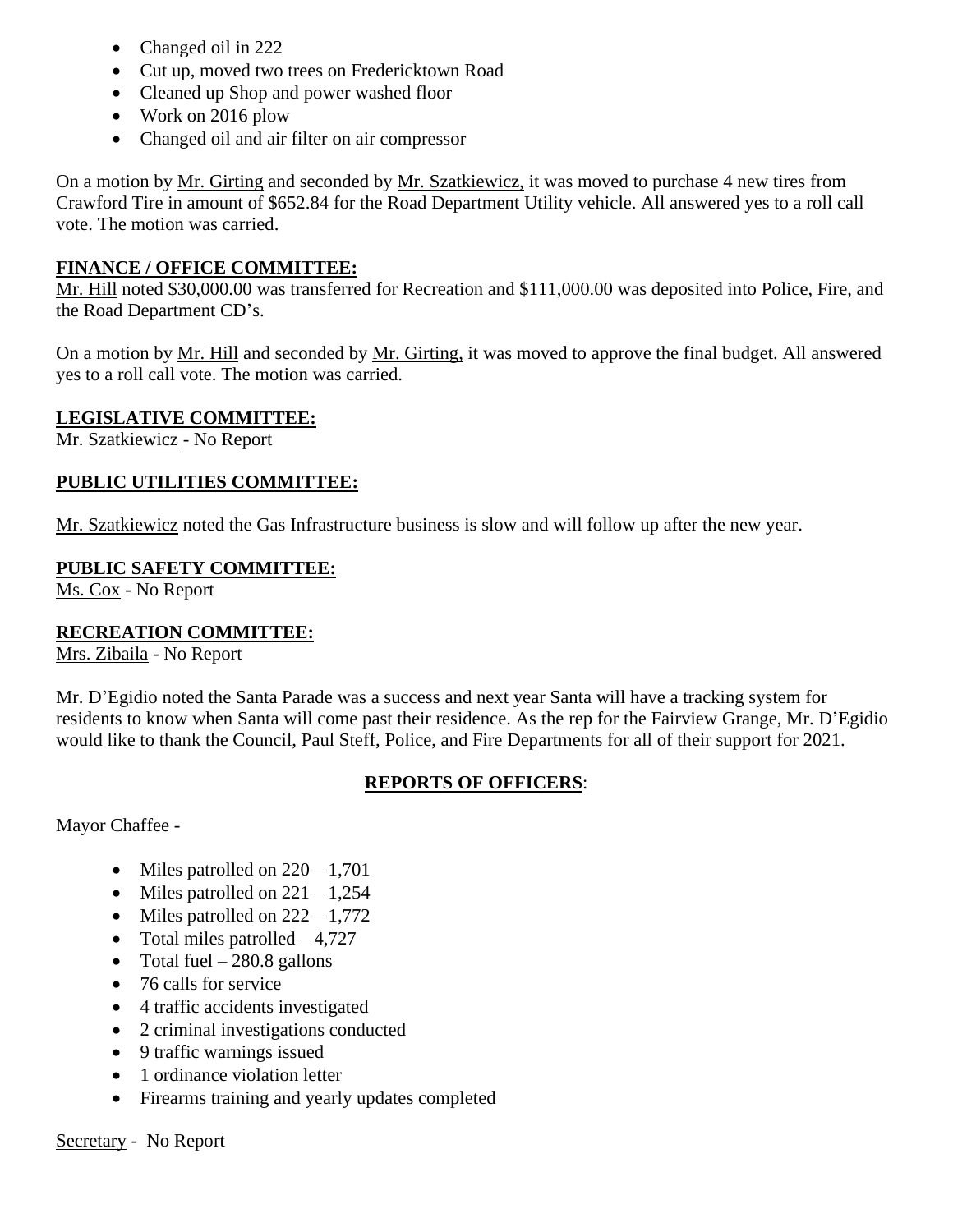- Changed oil in 222
- Cut up, moved two trees on Fredericktown Road
- Cleaned up Shop and power washed floor
- Work on 2016 plow
- Changed oil and air filter on air compressor

On a motion by Mr. Girting and seconded by Mr. Szatkiewicz, it was moved to purchase 4 new tires from Crawford Tire in amount of $652.84 for the Road Department Utility vehicle. All answered yes to a roll call vote. The motion was carried.

**FINANCE / OFFICE COMMITTEE:**

Mr. Hill noted $30,000.00 was transferred for Recreation and $111,000.00 was deposited into Police, Fire, and the Road Department CD's.

On a motion by Mr. Hill and seconded by Mr. Girting, it was moved to approve the final budget. All answered yes to a roll call vote. The motion was carried.

**LEGISLATIVE COMMITTEE:**

Mr. Szatkiewicz - No Report

**PUBLIC UTILITIES COMMITTEE:**

Mr. Szatkiewicz noted the Gas Infrastructure business is slow and will follow up after the new year.

**PUBLIC SAFETY COMMITTEE:**

Ms. Cox - No Report

**RECREATION COMMITTEE:**

Mrs. Zibaila - No Report

Mr. D'Egidio noted the Santa Parade was a success and next year Santa will have a tracking system for residents to know when Santa will come past their residence. As the rep for the Fairview Grange, Mr. D'Egidio would like to thank the Council, Paul Steff, Police, and Fire Departments for all of their support for 2021.

**REPORTS OF OFFICERS**:

Mayor Chaffee -

- Miles patrolled on 220 – 1,701
- Miles patrolled on 221 – 1,254
- Miles patrolled on 222 – 1,772
- Total miles patrolled – 4,727
- Total fuel – 280.8 gallons
- 76 calls for service
- 4 traffic accidents investigated
- 2 criminal investigations conducted
- 9 traffic warnings issued
- 1 ordinance violation letter
- Firearms training and yearly updates completed

Secretary - No Report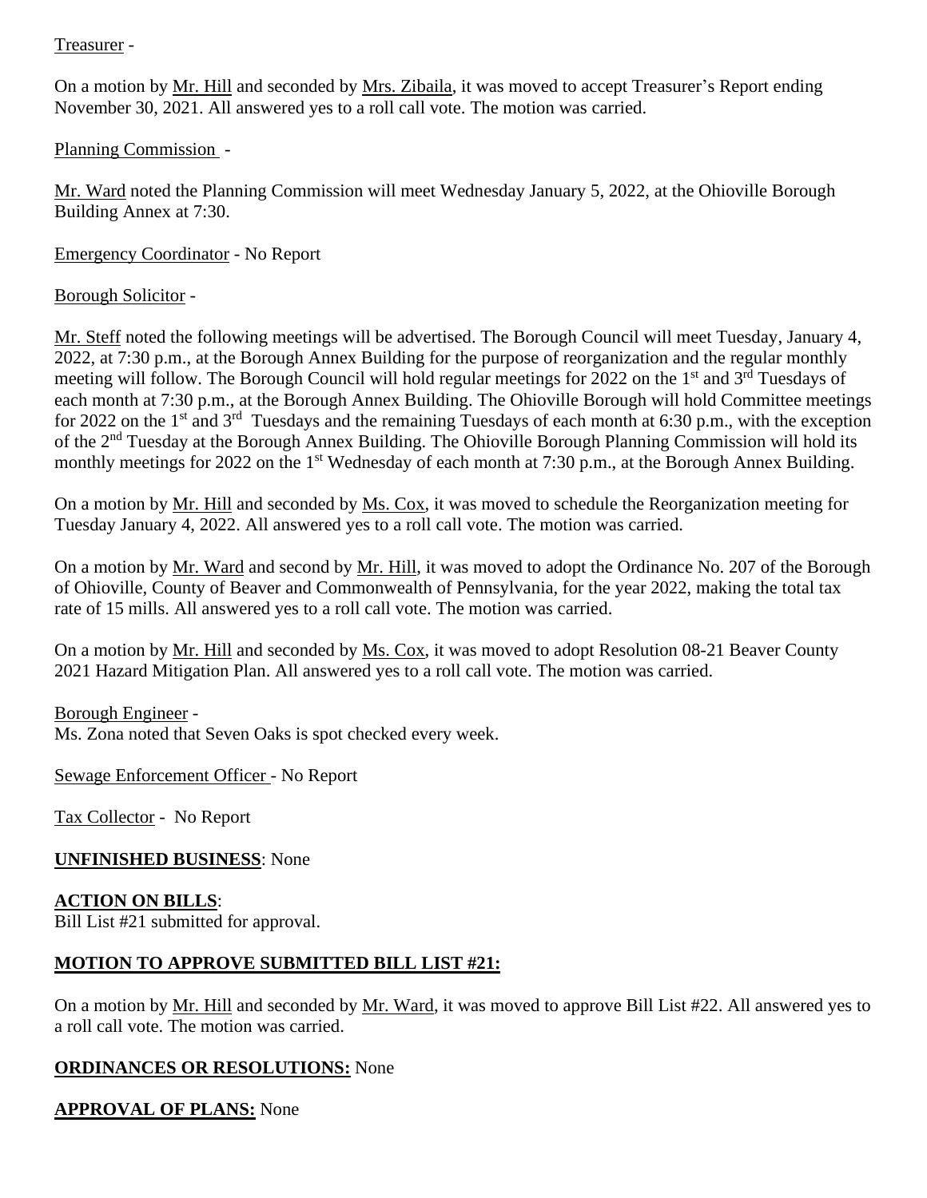Treasurer -

On a motion by Mr. Hill and seconded by Mrs. Zibaila, it was moved to accept Treasurer's Report ending November 30, 2021. All answered yes to a roll call vote. The motion was carried.

Planning Commission -

Mr. Ward noted the Planning Commission will meet Wednesday January 5, 2022, at the Ohioville Borough Building Annex at 7:30.

Emergency Coordinator - No Report

Borough Solicitor -

Mr. Steff noted the following meetings will be advertised. The Borough Council will meet Tuesday, January 4, 2022, at 7:30 p.m., at the Borough Annex Building for the purpose of reorganization and the regular monthly meeting will follow. The Borough Council will hold regular meetings for 2022 on the 1st and 3rd Tuesdays of each month at 7:30 p.m., at the Borough Annex Building. The Ohioville Borough will hold Committee meetings for 2022 on the 1st and 3rd Tuesdays and the remaining Tuesdays of each month at 6:30 p.m., with the exception of the 2nd Tuesday at the Borough Annex Building. The Ohioville Borough Planning Commission will hold its monthly meetings for 2022 on the 1st Wednesday of each month at 7:30 p.m., at the Borough Annex Building.

On a motion by Mr. Hill and seconded by Ms. Cox, it was moved to schedule the Reorganization meeting for Tuesday January 4, 2022. All answered yes to a roll call vote. The motion was carried.

On a motion by Mr. Ward and second by Mr. Hill, it was moved to adopt the Ordinance No. 207 of the Borough of Ohioville, County of Beaver and Commonwealth of Pennsylvania, for the year 2022, making the total tax rate of 15 mills. All answered yes to a roll call vote. The motion was carried.

On a motion by Mr. Hill and seconded by Ms. Cox, it was moved to adopt Resolution 08-21 Beaver County 2021 Hazard Mitigation Plan. All answered yes to a roll call vote. The motion was carried.

Borough Engineer -
Ms. Zona noted that Seven Oaks is spot checked every week.

Sewage Enforcement Officer - No Report

Tax Collector - No Report

**UNFINISHED BUSINESS**: None

**ACTION ON BILLS**:
Bill List #21 submitted for approval.

**MOTION TO APPROVE SUBMITTED BILL LIST #21:**

On a motion by Mr. Hill and seconded by Mr. Ward, it was moved to approve Bill List #22. All answered yes to a roll call vote. The motion was carried.

**ORDINANCES OR RESOLUTIONS:** None

**APPROVAL OF PLANS:** None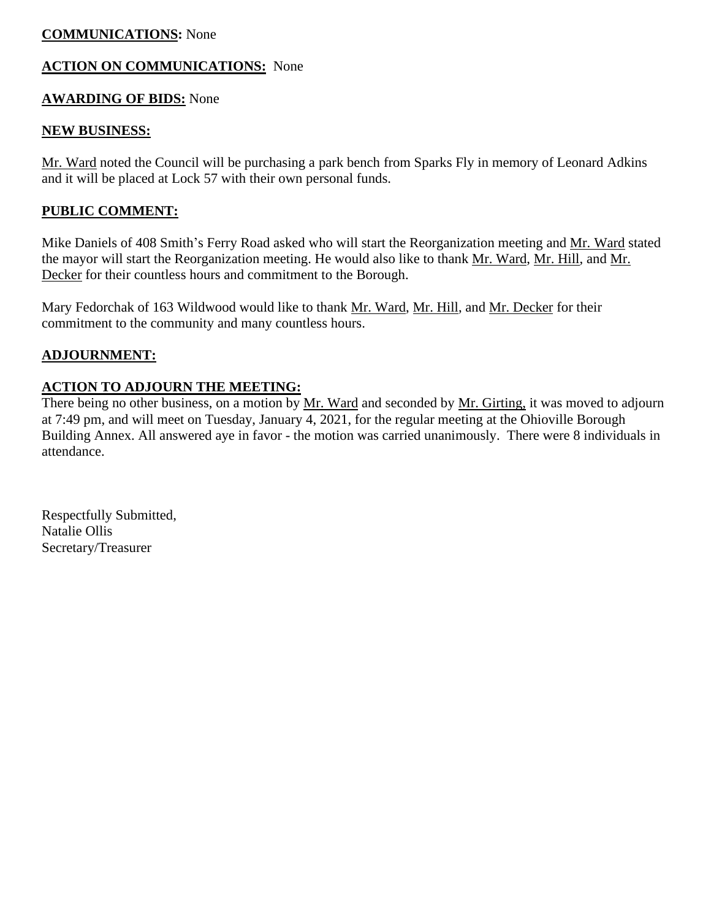**COMMUNICATIONS:** None

**ACTION ON COMMUNICATIONS:** None

**AWARDING OF BIDS:** None

**NEW BUSINESS:**

Mr. Ward noted the Council will be purchasing a park bench from Sparks Fly in memory of Leonard Adkins and it will be placed at Lock 57 with their own personal funds.

**PUBLIC COMMENT:**

Mike Daniels of 408 Smith's Ferry Road asked who will start the Reorganization meeting and Mr. Ward stated the mayor will start the Reorganization meeting. He would also like to thank Mr. Ward, Mr. Hill, and Mr. Decker for their countless hours and commitment to the Borough.

Mary Fedorchak of 163 Wildwood would like to thank Mr. Ward, Mr. Hill, and Mr. Decker for their commitment to the community and many countless hours.

**ADJOURNMENT:**

**ACTION TO ADJOURN THE MEETING:**
There being no other business, on a motion by Mr. Ward and seconded by Mr. Girting, it was moved to adjourn at 7:49 pm, and will meet on Tuesday, January 4, 2021, for the regular meeting at the Ohioville Borough Building Annex. All answered aye in favor - the motion was carried unanimously. There were 8 individuals in attendance.

Respectfully Submitted,
Natalie Ollis
Secretary/Treasurer